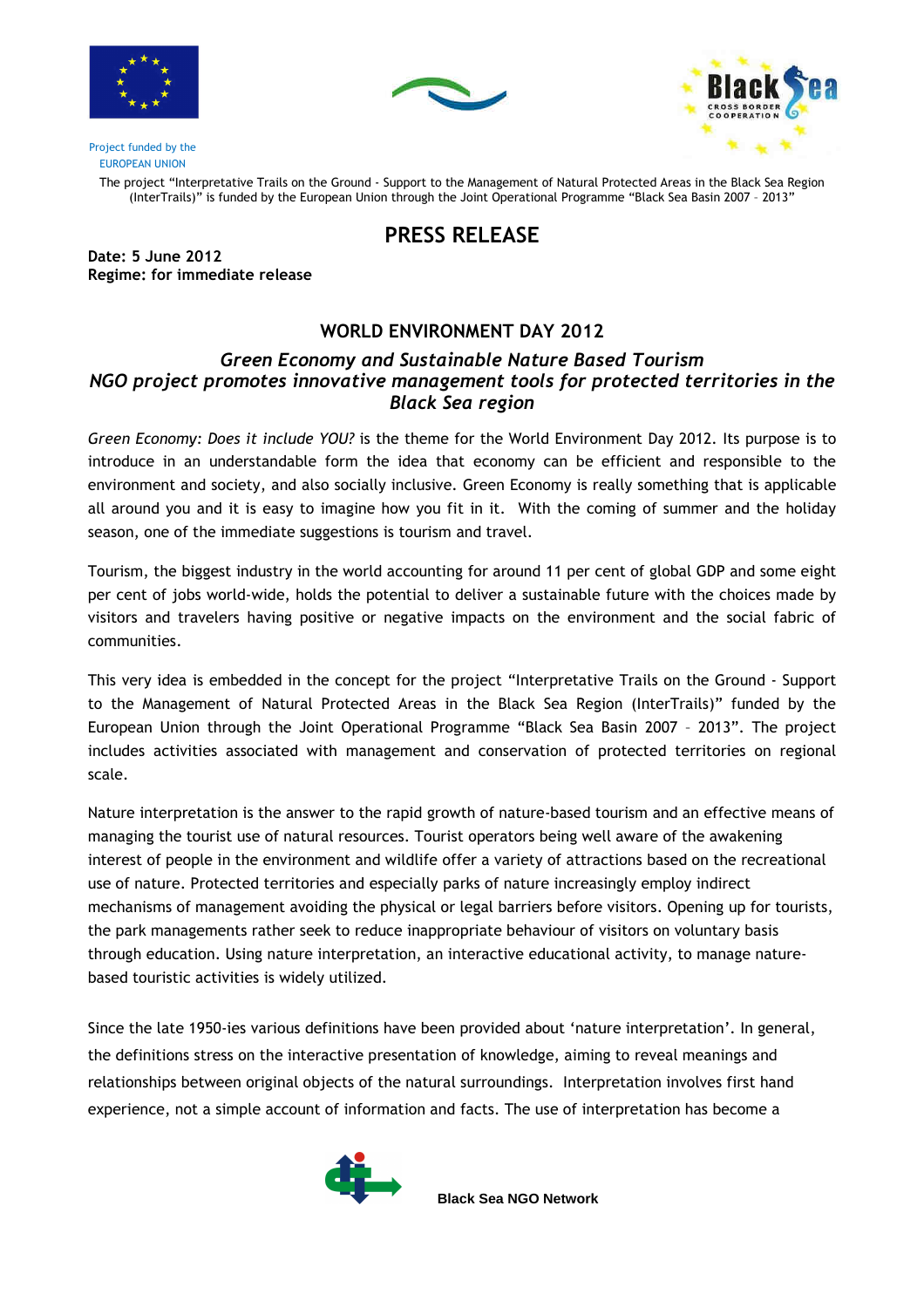Project funded by the EUROPEAN UNION

The project "Interpretative Trails on the Ground - Support to the Management of Natural Protected Areas in the Black Sea Region (InterTrails)" is funded by the European Union through the Joint Operational Programme "Black Sea Basin 2007 – 2013"

# PRESS RELEASE

**Date: 5 June 2012**
**Regime: for immediate release**

## WORLD ENVIRONMENT DAY 2012

### *Green Economy and Sustainable Nature Based Tourism*
### *NGO project promotes innovative management tools for protected territories in the Black Sea region*

*Green Economy: Does it include YOU?* is the theme for the World Environment Day 2012. Its purpose is to introduce in an understandable form the idea that economy can be efficient and responsible to the environment and society, and also socially inclusive. Green Economy is really something that is applicable all around you and it is easy to imagine how you fit in it. With the coming of summer and the holiday season, one of the immediate suggestions is tourism and travel.

Tourism, the biggest industry in the world accounting for around 11 per cent of global GDP and some eight per cent of jobs world-wide, holds the potential to deliver a sustainable future with the choices made by visitors and travelers having positive or negative impacts on the environment and the social fabric of communities.

This very idea is embedded in the concept for the project "Interpretative Trails on the Ground - Support to the Management of Natural Protected Areas in the Black Sea Region (InterTrails)" funded by the European Union through the Joint Operational Programme "Black Sea Basin 2007 – 2013". The project includes activities associated with management and conservation of protected territories on regional scale.

Nature interpretation is the answer to the rapid growth of nature-based tourism and an effective means of managing the tourist use of natural resources. Tourist operators being well aware of the awakening interest of people in the environment and wildlife offer a variety of attractions based on the recreational use of nature. Protected territories and especially parks of nature increasingly employ indirect mechanisms of management avoiding the physical or legal barriers before visitors. Opening up for tourists, the park managements rather seek to reduce inappropriate behaviour of visitors on voluntary basis through education. Using nature interpretation, an interactive educational activity, to manage nature-based touristic activities is widely utilized.

Since the late 1950-ies various definitions have been provided about 'nature interpretation'. In general, the definitions stress on the interactive presentation of knowledge, aiming to reveal meanings and relationships between original objects of the natural surroundings. Interpretation involves first hand experience, not a simple account of information and facts. The use of interpretation has become a

Black Sea NGO Network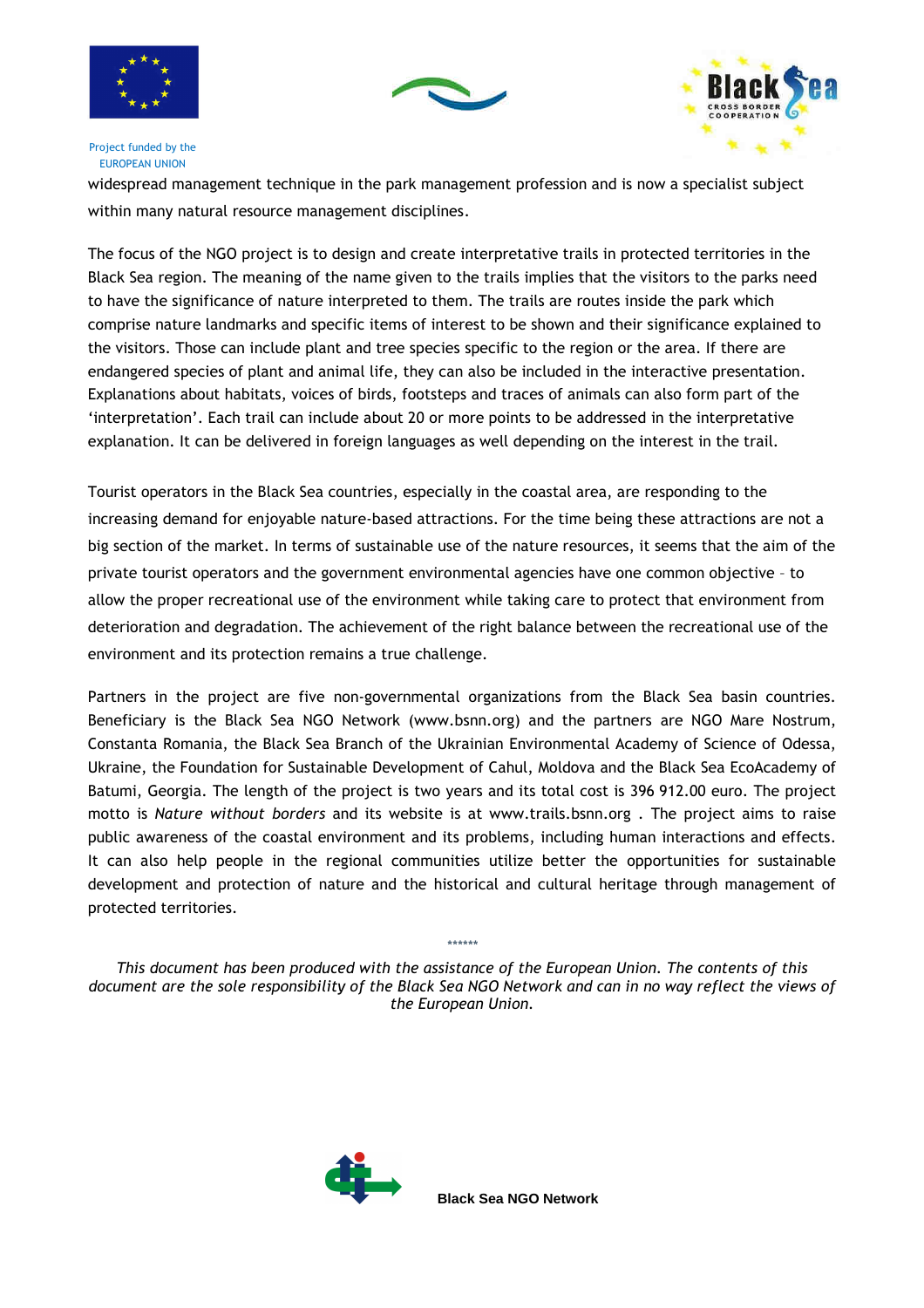widespread management technique in the park management profession and is now a specialist subject within many natural resource management disciplines.

The focus of the NGO project is to design and create interpretative trails in protected territories in the Black Sea region. The meaning of the name given to the trails implies that the visitors to the parks need to have the significance of nature interpreted to them. The trails are routes inside the park which comprise nature landmarks and specific items of interest to be shown and their significance explained to the visitors. Those can include plant and tree species specific to the region or the area. If there are endangered species of plant and animal life, they can also be included in the interactive presentation. Explanations about habitats, voices of birds, footsteps and traces of animals can also form part of the 'interpretation'. Each trail can include about 20 or more points to be addressed in the interpretative explanation. It can be delivered in foreign languages as well depending on the interest in the trail.

Tourist operators in the Black Sea countries, especially in the coastal area, are responding to the increasing demand for enjoyable nature-based attractions. For the time being these attractions are not a big section of the market. In terms of sustainable use of the nature resources, it seems that the aim of the private tourist operators and the government environmental agencies have one common objective – to allow the proper recreational use of the environment while taking care to protect that environment from deterioration and degradation. The achievement of the right balance between the recreational use of the environment and its protection remains a true challenge.

Partners in the project are five non-governmental organizations from the Black Sea basin countries. Beneficiary is the Black Sea NGO Network (www.bsnn.org) and the partners are NGO Mare Nostrum, Constanta Romania, the Black Sea Branch of the Ukrainian Environmental Academy of Science of Odessa, Ukraine, the Foundation for Sustainable Development of Cahul, Moldova and the Black Sea EcoAcademy of Batumi, Georgia. The length of the project is two years and its total cost is 396 912.00 euro. The project motto is *Nature without borders* and its website is at www.trails.bsnn.org . The project aims to raise public awareness of the coastal environment and its problems, including human interactions and effects. It can also help people in the regional communities utilize better the opportunities for sustainable development and protection of nature and the historical and cultural heritage through management of protected territories.

******

*This document has been produced with the assistance of the European Union. The contents of this document are the sole responsibility of the Black Sea NGO Network and can in no way reflect the views of the European Union.*